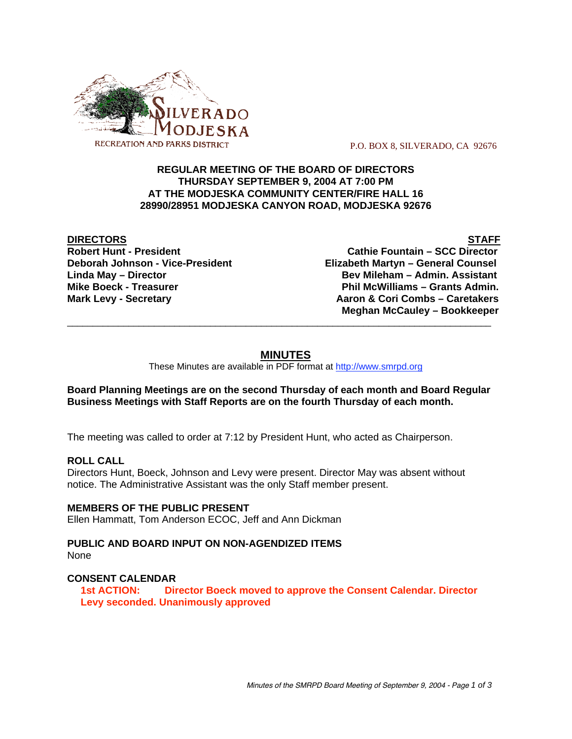SILVERADO MODJESKA RECREATION AND PARKS DISTRICT

P.O. BOX 8, SILVERADO, CA 92676

**REGULAR MEETING OF THE BOARD OF DIRECTORS**
**THURSDAY SEPTEMBER 9, 2004 AT 7:00 PM**
**AT THE MODJESKA COMMUNITY CENTER/FIRE HALL 16**
**28990/28951 MODJESKA CANYON ROAD, MODJESKA 92676**

| **DIRECTORS** | **STAFF** |
|---|---|
| **Robert Hunt - President** | **Cathie Fountain – SCC Director** |
| **Deborah Johnson - Vice-President** | **Elizabeth Martyn – General Counsel** |
| **Linda May – Director** | **Bev Mileham – Admin. Assistant** |
| **Mike Boeck - Treasurer** | **Phil McWilliams – Grants Admin.** |
| **Mark Levy - Secretary** | **Aaron & Cori Combs – Caretakers** |
| | **Meghan McCauley – Bookkeeper** |

---

# MINUTES

These Minutes are available in PDF format at http://www.smrpd.org

**Board Planning Meetings are on the second Thursday of each month and Board Regular Business Meetings with Staff Reports are on the fourth Thursday of each month.**

The meeting was called to order at 7:12 by President Hunt, who acted as Chairperson.

**ROLL CALL**

Directors Hunt, Boeck, Johnson and Levy were present. Director May was absent without notice. The Administrative Assistant was the only Staff member present.

**MEMBERS OF THE PUBLIC PRESENT**

Ellen Hammatt, Tom Anderson ECOC, Jeff and Ann Dickman

**PUBLIC AND BOARD INPUT ON NON-AGENDIZED ITEMS**

None

**CONSENT CALENDAR**

**1st ACTION: Director Boeck moved to approve the Consent Calendar. Director Levy seconded. Unanimously approved**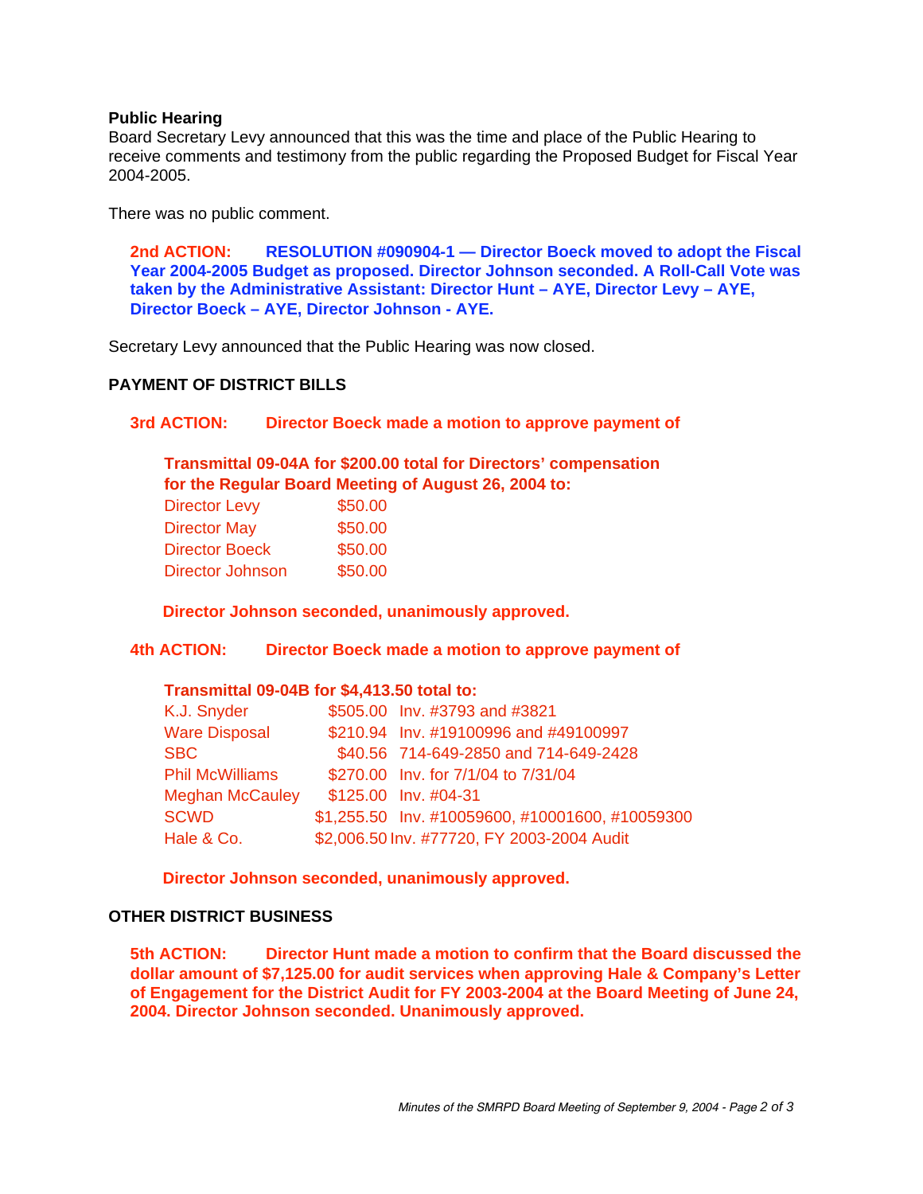**Public Hearing**

Board Secretary Levy announced that this was the time and place of the Public Hearing to receive comments and testimony from the public regarding the Proposed Budget for Fiscal Year 2004-2005.

There was no public comment.

**2nd ACTION: RESOLUTION #090904-1 — Director Boeck moved to adopt the Fiscal Year 2004-2005 Budget as proposed. Director Johnson seconded. A Roll-Call Vote was taken by the Administrative Assistant: Director Hunt – AYE, Director Levy – AYE, Director Boeck – AYE, Director Johnson - AYE.**

Secretary Levy announced that the Public Hearing was now closed.

## PAYMENT OF DISTRICT BILLS

**3rd ACTION: Director Boeck made a motion to approve payment of**

**Transmittal 09-04A for $200.00 total for Directors' compensation for the Regular Board Meeting of August 26, 2004 to:**

| | |
|---|---|
| Director Levy | $50.00 |
| Director May | $50.00 |
| Director Boeck | $50.00 |
| Director Johnson | $50.00 |

**Director Johnson seconded, unanimously approved.**

**4th ACTION: Director Boeck made a motion to approve payment of**

**Transmittal 09-04B for $4,413.50 total to:**

| | | |
|---|---|---|
| K.J. Snyder | $505.00 | Inv. #3793 and #3821 |
| Ware Disposal | $210.94 | Inv. #19100996 and #49100997 |
| SBC | $40.56 | 714-649-2850 and 714-649-2428 |
| Phil McWilliams | $270.00 | Inv. for 7/1/04 to 7/31/04 |
| Meghan McCauley | $125.00 | Inv. #04-31 |
| SCWD | $1,255.50 | Inv. #10059600, #10001600, #10059300 |
| Hale & Co. | $2,006.50 | Inv. #77720, FY 2003-2004 Audit |

**Director Johnson seconded, unanimously approved.**

## OTHER DISTRICT BUSINESS

**5th ACTION: Director Hunt made a motion to confirm that the Board discussed the dollar amount of $7,125.00 for audit services when approving Hale & Company's Letter of Engagement for the District Audit for FY 2003-2004 at the Board Meeting of June 24, 2004. Director Johnson seconded. Unanimously approved.**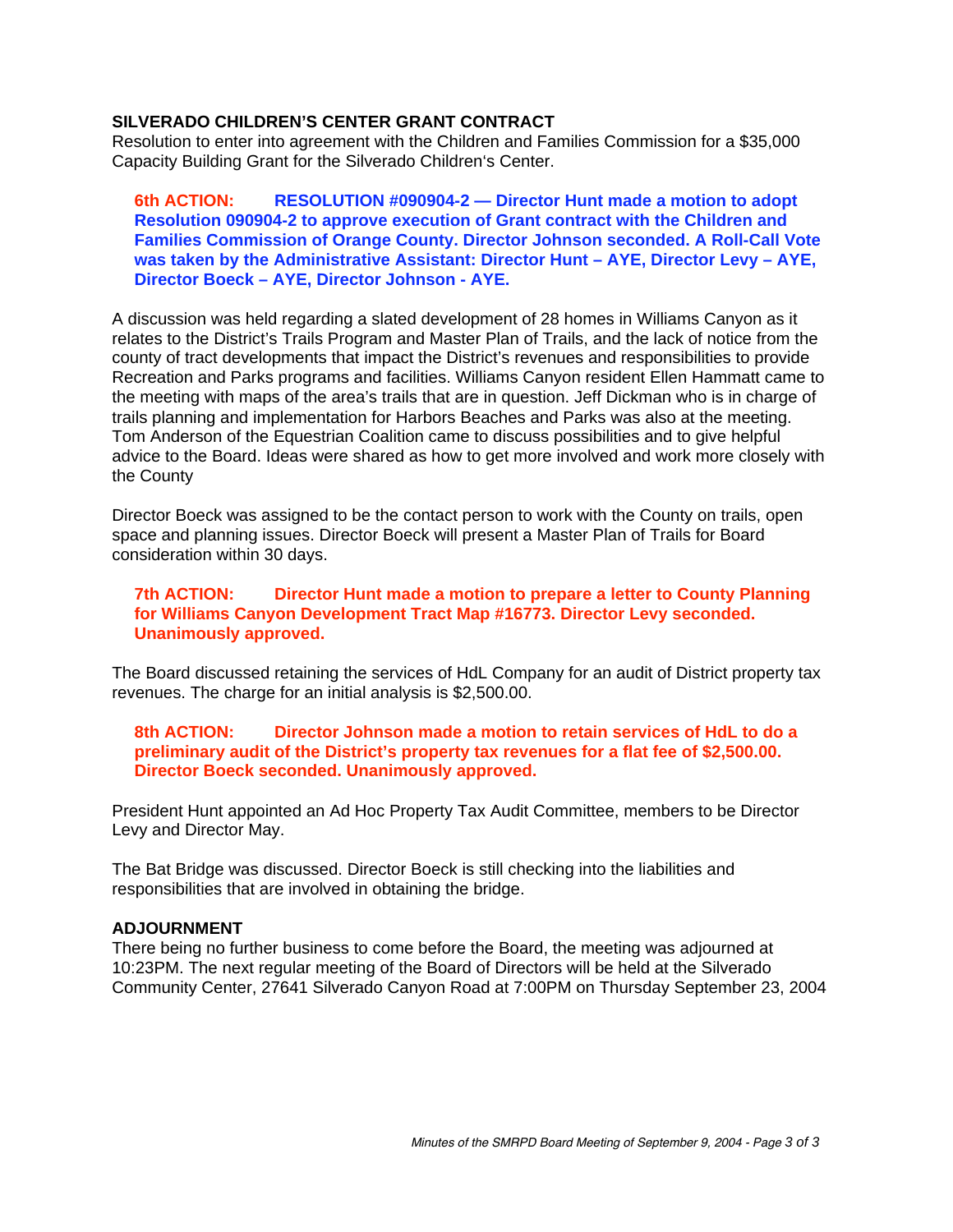### SILVERADO CHILDREN'S CENTER GRANT CONTRACT

Resolution to enter into agreement with the Children and Families Commission for a $35,000 Capacity Building Grant for the Silverado Children's Center.

> **6th ACTION: RESOLUTION #090904-2 — Director Hunt made a motion to adopt Resolution 090904-2 to approve execution of Grant contract with the Children and Families Commission of Orange County. Director Johnson seconded. A Roll-Call Vote was taken by the Administrative Assistant: Director Hunt – AYE, Director Levy – AYE, Director Boeck – AYE, Director Johnson - AYE.**

A discussion was held regarding a slated development of 28 homes in Williams Canyon as it relates to the District's Trails Program and Master Plan of Trails, and the lack of notice from the county of tract developments that impact the District's revenues and responsibilities to provide Recreation and Parks programs and facilities. Williams Canyon resident Ellen Hammatt came to the meeting with maps of the area's trails that are in question. Jeff Dickman who is in charge of trails planning and implementation for Harbors Beaches and Parks was also at the meeting. Tom Anderson of the Equestrian Coalition came to discuss possibilities and to give helpful advice to the Board. Ideas were shared as how to get more involved and work more closely with the County

Director Boeck was assigned to be the contact person to work with the County on trails, open space and planning issues. Director Boeck will present a Master Plan of Trails for Board consideration within 30 days.

> **7th ACTION: Director Hunt made a motion to prepare a letter to County Planning for Williams Canyon Development Tract Map #16773. Director Levy seconded. Unanimously approved.**

The Board discussed retaining the services of HdL Company for an audit of District property tax revenues. The charge for an initial analysis is $2,500.00.

> **8th ACTION: Director Johnson made a motion to retain services of HdL to do a preliminary audit of the District's property tax revenues for a flat fee of $2,500.00. Director Boeck seconded. Unanimously approved.**

President Hunt appointed an Ad Hoc Property Tax Audit Committee, members to be Director Levy and Director May.

The Bat Bridge was discussed. Director Boeck is still checking into the liabilities and responsibilities that are involved in obtaining the bridge.

### ADJOURNMENT

There being no further business to come before the Board, the meeting was adjourned at 10:23PM. The next regular meeting of the Board of Directors will be held at the Silverado Community Center, 27641 Silverado Canyon Road at 7:00PM on Thursday September 23, 2004